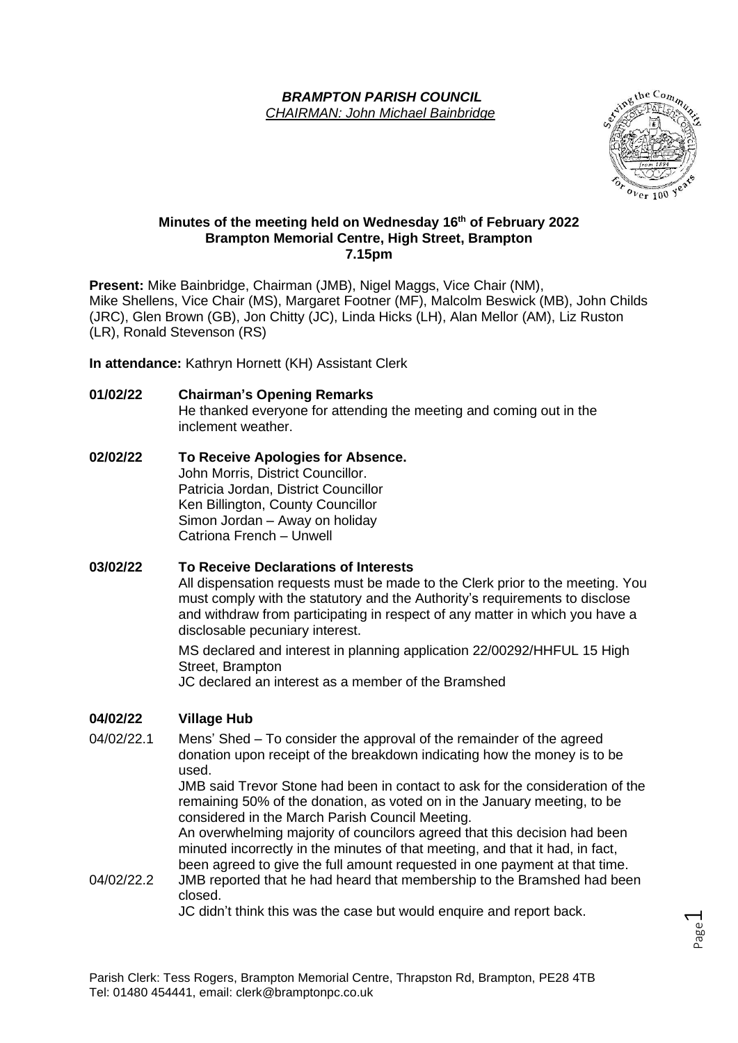***BRAMPTON PARISH COUNCIL***
*CHAIRMAN: John Michael Bainbridge*

**Minutes of the meeting held on Wednesday 16th of February 2022**
**Brampton Memorial Centre, High Street, Brampton**
**7.15pm**

**Present:** Mike Bainbridge, Chairman (JMB), Nigel Maggs, Vice Chair (NM), Mike Shellens, Vice Chair (MS), Margaret Footner (MF), Malcolm Beswick (MB), John Childs (JRC), Glen Brown (GB), Jon Chitty (JC), Linda Hicks (LH), Alan Mellor (AM), Liz Ruston (LR), Ronald Stevenson (RS)

**In attendance:** Kathryn Hornett (KH) Assistant Clerk

**01/02/22 Chairman's Opening Remarks**

He thanked everyone for attending the meeting and coming out in the inclement weather.

**02/02/22 To Receive Apologies for Absence.**

John Morris, District Councillor.
Patricia Jordan, District Councillor
Ken Billington, County Councillor
Simon Jordan – Away on holiday
Catriona French – Unwell

**03/02/22 To Receive Declarations of Interests**

All dispensation requests must be made to the Clerk prior to the meeting. You must comply with the statutory and the Authority's requirements to disclose and withdraw from participating in respect of any matter in which you have a disclosable pecuniary interest.

MS declared and interest in planning application 22/00292/HHFUL 15 High Street, Brampton
JC declared an interest as a member of the Bramshed

**04/02/22 Village Hub**

04/02/22.1 Mens' Shed – To consider the approval of the remainder of the agreed donation upon receipt of the breakdown indicating how the money is to be used.
JMB said Trevor Stone had been in contact to ask for the consideration of the remaining 50% of the donation, as voted on in the January meeting, to be considered in the March Parish Council Meeting.
An overwhelming majority of councilors agreed that this decision had been minuted incorrectly in the minutes of that meeting, and that it had, in fact, been agreed to give the full amount requested in one payment at that time.

04/02/22.2 JMB reported that he had heard that membership to the Bramshed had been closed.
JC didn't think this was the case but would enquire and report back.

Parish Clerk: Tess Rogers, Brampton Memorial Centre, Thrapston Rd, Brampton, PE28 4TB
Tel: 01480 454441, email: clerk@bramptonpc.co.uk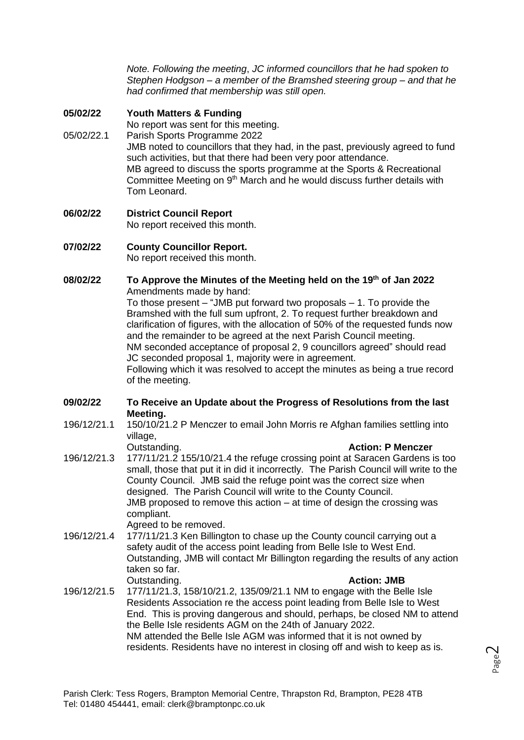*Note. Following the meeting, JC informed councillors that he had spoken to Stephen Hodgson – a member of the Bramshed steering group – and that he had confirmed that membership was still open.*

**05/02/22 Youth Matters & Funding**

No report was sent for this meeting.

05/02/22.1 Parish Sports Programme 2022

JMB noted to councillors that they had, in the past, previously agreed to fund such activities, but that there had been very poor attendance.
MB agreed to discuss the sports programme at the Sports & Recreational Committee Meeting on 9th March and he would discuss further details with Tom Leonard.

**06/02/22 District Council Report**

No report received this month.

**07/02/22 County Councillor Report.**

No report received this month.

**08/02/22 To Approve the Minutes of the Meeting held on the 19th of Jan 2022**

Amendments made by hand:
To those present – "JMB put forward two proposals – 1. To provide the Bramshed with the full sum upfront, 2. To request further breakdown and clarification of figures, with the allocation of 50% of the requested funds now and the remainder to be agreed at the next Parish Council meeting.
NM seconded acceptance of proposal 2, 9 councillors agreed" should read JC seconded proposal 1, majority were in agreement.
Following which it was resolved to accept the minutes as being a true record of the meeting.

**09/02/22 To Receive an Update about the Progress of Resolutions from the last Meeting.**

196/12/21.1 150/10/21.2 P Menczer to email John Morris re Afghan families settling into village,
Outstanding. **Action: P Menczer**

196/12/21.3 177/11/21.2 155/10/21.4 the refuge crossing point at Saracen Gardens is too small, those that put it in did it incorrectly. The Parish Council will write to the County Council. JMB said the refuge point was the correct size when designed. The Parish Council will write to the County Council.
JMB proposed to remove this action – at time of design the crossing was compliant.
Agreed to be removed.

196/12/21.4 177/11/21.3 Ken Billington to chase up the County council carrying out a safety audit of the access point leading from Belle Isle to West End.
Outstanding, JMB will contact Mr Billington regarding the results of any action taken so far.
Outstanding. **Action: JMB**

196/12/21.5 177/11/21.3, 158/10/21.2, 135/09/21.1 NM to engage with the Belle Isle Residents Association re the access point leading from Belle Isle to West End. This is proving dangerous and should, perhaps, be closed NM to attend the Belle Isle residents AGM on the 24th of January 2022.
NM attended the Belle Isle AGM was informed that it is not owned by residents. Residents have no interest in closing off and wish to keep as is.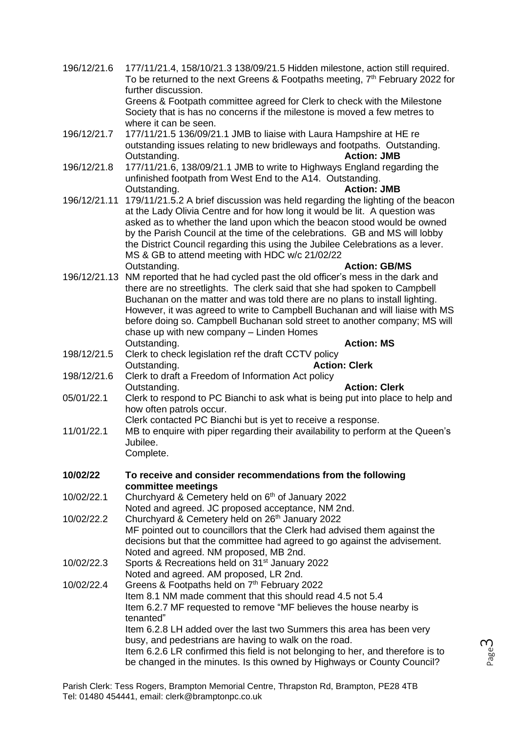196/12/21.6 177/11/21.4, 158/10/21.3 138/09/21.5 Hidden milestone, action still required. To be returned to the next Greens & Footpaths meeting, 7th February 2022 for further discussion.
Greens & Footpath committee agreed for Clerk to check with the Milestone Society that is has no concerns if the milestone is moved a few metres to where it can be seen.

196/12/21.7 177/11/21.5 136/09/21.1 JMB to liaise with Laura Hampshire at HE re outstanding issues relating to new bridleways and footpaths. Outstanding.
Outstanding. **Action: JMB**

196/12/21.8 177/11/21.6, 138/09/21.1 JMB to write to Highways England regarding the unfinished footpath from West End to the A14. Outstanding.
Outstanding. **Action: JMB**

196/12/21.11 179/11/21.5.2 A brief discussion was held regarding the lighting of the beacon at the Lady Olivia Centre and for how long it would be lit. A question was asked as to whether the land upon which the beacon stood would be owned by the Parish Council at the time of the celebrations. GB and MS will lobby the District Council regarding this using the Jubilee Celebrations as a lever. MS & GB to attend meeting with HDC w/c 21/02/22
Outstanding. **Action: GB/MS**

196/12/21.13 NM reported that he had cycled past the old officer's mess in the dark and there are no streetlights. The clerk said that she had spoken to Campbell Buchanan on the matter and was told there are no plans to install lighting. However, it was agreed to write to Campbell Buchanan and will liaise with MS before doing so. Campbell Buchanan sold street to another company; MS will chase up with new company – Linden Homes
Outstanding. **Action: MS**

198/12/21.5 Clerk to check legislation ref the draft CCTV policy
Outstanding. **Action: Clerk**

198/12/21.6 Clerk to draft a Freedom of Information Act policy
Outstanding. **Action: Clerk**

05/01/22.1 Clerk to respond to PC Bianchi to ask what is being put into place to help and how often patrols occur.
Clerk contacted PC Bianchi but is yet to receive a response.

11/01/22.1 MB to enquire with piper regarding their availability to perform at the Queen's Jubilee.
Complete.

**10/02/22 To receive and consider recommendations from the following committee meetings**

10/02/22.1 Churchyard & Cemetery held on 6th of January 2022
Noted and agreed. JC proposed acceptance, NM 2nd.

10/02/22.2 Churchyard & Cemetery held on 26th January 2022
MF pointed out to councillors that the Clerk had advised them against the decisions but that the committee had agreed to go against the advisement.
Noted and agreed. NM proposed, MB 2nd.

10/02/22.3 Sports & Recreations held on 31st January 2022
Noted and agreed. AM proposed, LR 2nd.

10/02/22.4 Greens & Footpaths held on 7th February 2022
Item 8.1 NM made comment that this should read 4.5 not 5.4
Item 6.2.7 MF requested to remove "MF believes the house nearby is tenanted"
Item 6.2.8 LH added over the last two Summers this area has been very busy, and pedestrians are having to walk on the road.
Item 6.2.6 LR confirmed this field is not belonging to her, and therefore is to be changed in the minutes. Is this owned by Highways or County Council?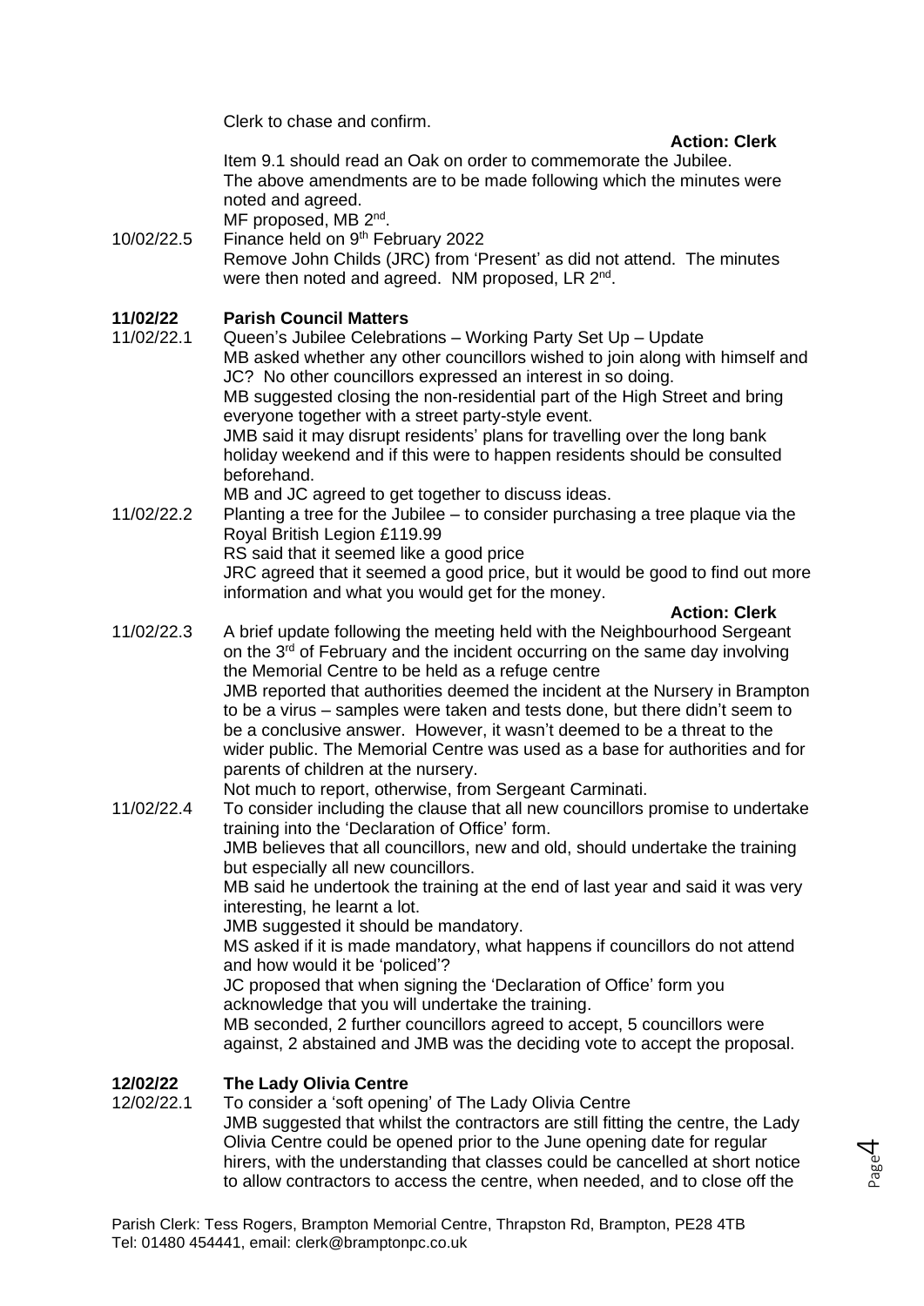Clerk to chase and confirm.

**Action: Clerk**

Item 9.1 should read an Oak on order to commemorate the Jubilee.
The above amendments are to be made following which the minutes were noted and agreed.
MF proposed, MB 2nd.

10/02/22.5 Finance held on 9th February 2022
Remove John Childs (JRC) from 'Present' as did not attend. The minutes were then noted and agreed. NM proposed, LR 2nd.

**11/02/22 Parish Council Matters**

11/02/22.1 Queen's Jubilee Celebrations – Working Party Set Up – Update
MB asked whether any other councillors wished to join along with himself and JC? No other councillors expressed an interest in so doing.
MB suggested closing the non-residential part of the High Street and bring everyone together with a street party-style event.
JMB said it may disrupt residents' plans for travelling over the long bank holiday weekend and if this were to happen residents should be consulted beforehand.
MB and JC agreed to get together to discuss ideas.

11/02/22.2 Planting a tree for the Jubilee – to consider purchasing a tree plaque via the Royal British Legion £119.99
RS said that it seemed like a good price
JRC agreed that it seemed a good price, but it would be good to find out more information and what you would get for the money.

**Action: Clerk**

11/02/22.3 A brief update following the meeting held with the Neighbourhood Sergeant on the 3rd of February and the incident occurring on the same day involving the Memorial Centre to be held as a refuge centre
JMB reported that authorities deemed the incident at the Nursery in Brampton to be a virus – samples were taken and tests done, but there didn't seem to be a conclusive answer. However, it wasn't deemed to be a threat to the wider public. The Memorial Centre was used as a base for authorities and for parents of children at the nursery.
Not much to report, otherwise, from Sergeant Carminati.

11/02/22.4 To consider including the clause that all new councillors promise to undertake training into the 'Declaration of Office' form.
JMB believes that all councillors, new and old, should undertake the training but especially all new councillors.
MB said he undertook the training at the end of last year and said it was very interesting, he learnt a lot.
JMB suggested it should be mandatory.
MS asked if it is made mandatory, what happens if councillors do not attend and how would it be 'policed'?
JC proposed that when signing the 'Declaration of Office' form you acknowledge that you will undertake the training.
MB seconded, 2 further councillors agreed to accept, 5 councillors were against, 2 abstained and JMB was the deciding vote to accept the proposal.

**12/02/22 The Lady Olivia Centre**

12/02/22.1 To consider a 'soft opening' of The Lady Olivia Centre
JMB suggested that whilst the contractors are still fitting the centre, the Lady Olivia Centre could be opened prior to the June opening date for regular hirers, with the understanding that classes could be cancelled at short notice to allow contractors to access the centre, when needed, and to close off the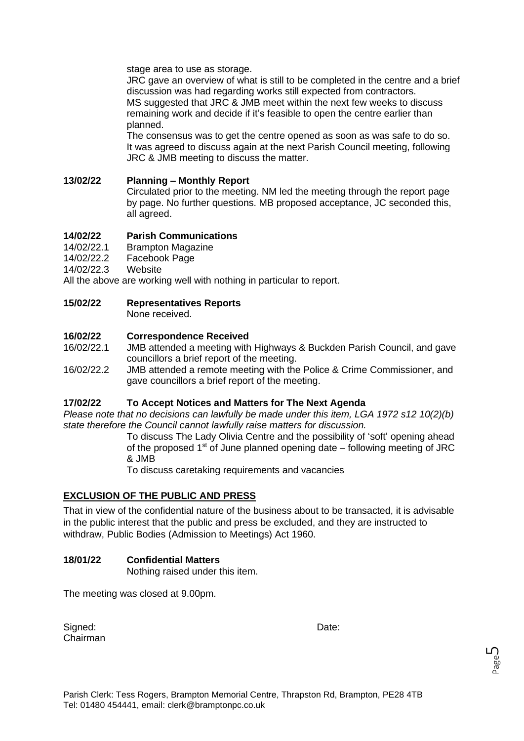stage area to use as storage.
JRC gave an overview of what is still to be completed in the centre and a brief discussion was had regarding works still expected from contractors.
MS suggested that JRC & JMB meet within the next few weeks to discuss remaining work and decide if it's feasible to open the centre earlier than planned.
The consensus was to get the centre opened as soon as was safe to do so.
It was agreed to discuss again at the next Parish Council meeting, following JRC & JMB meeting to discuss the matter.

**13/02/22 Planning – Monthly Report**

Circulated prior to the meeting. NM led the meeting through the report page by page. No further questions. MB proposed acceptance, JC seconded this, all agreed.

**14/02/22 Parish Communications**

14/02/22.1 Brampton Magazine
14/02/22.2 Facebook Page
14/02/22.3 Website

All the above are working well with nothing in particular to report.

**15/02/22 Representatives Reports**

None received.

**16/02/22 Correspondence Received**

16/02/22.1 JMB attended a meeting with Highways & Buckden Parish Council, and gave councillors a brief report of the meeting.
16/02/22.2 JMB attended a remote meeting with the Police & Crime Commissioner, and gave councillors a brief report of the meeting.

**17/02/22 To Accept Notices and Matters for The Next Agenda**

*Please note that no decisions can lawfully be made under this item, LGA 1972 s12 10(2)(b) state therefore the Council cannot lawfully raise matters for discussion.*

To discuss The Lady Olivia Centre and the possibility of 'soft' opening ahead of the proposed 1st of June planned opening date – following meeting of JRC & JMB

To discuss caretaking requirements and vacancies

**<u>EXCLUSION OF THE PUBLIC AND PRESS</u>**

That in view of the confidential nature of the business about to be transacted, it is advisable in the public interest that the public and press be excluded, and they are instructed to withdraw, Public Bodies (Admission to Meetings) Act 1960.

**18/01/22 Confidential Matters**

Nothing raised under this item.

The meeting was closed at 9.00pm.

Signed: Date:
Chairman

Parish Clerk: Tess Rogers, Brampton Memorial Centre, Thrapston Rd, Brampton, PE28 4TB
Tel: 01480 454441, email: clerk@bramptonpc.co.uk